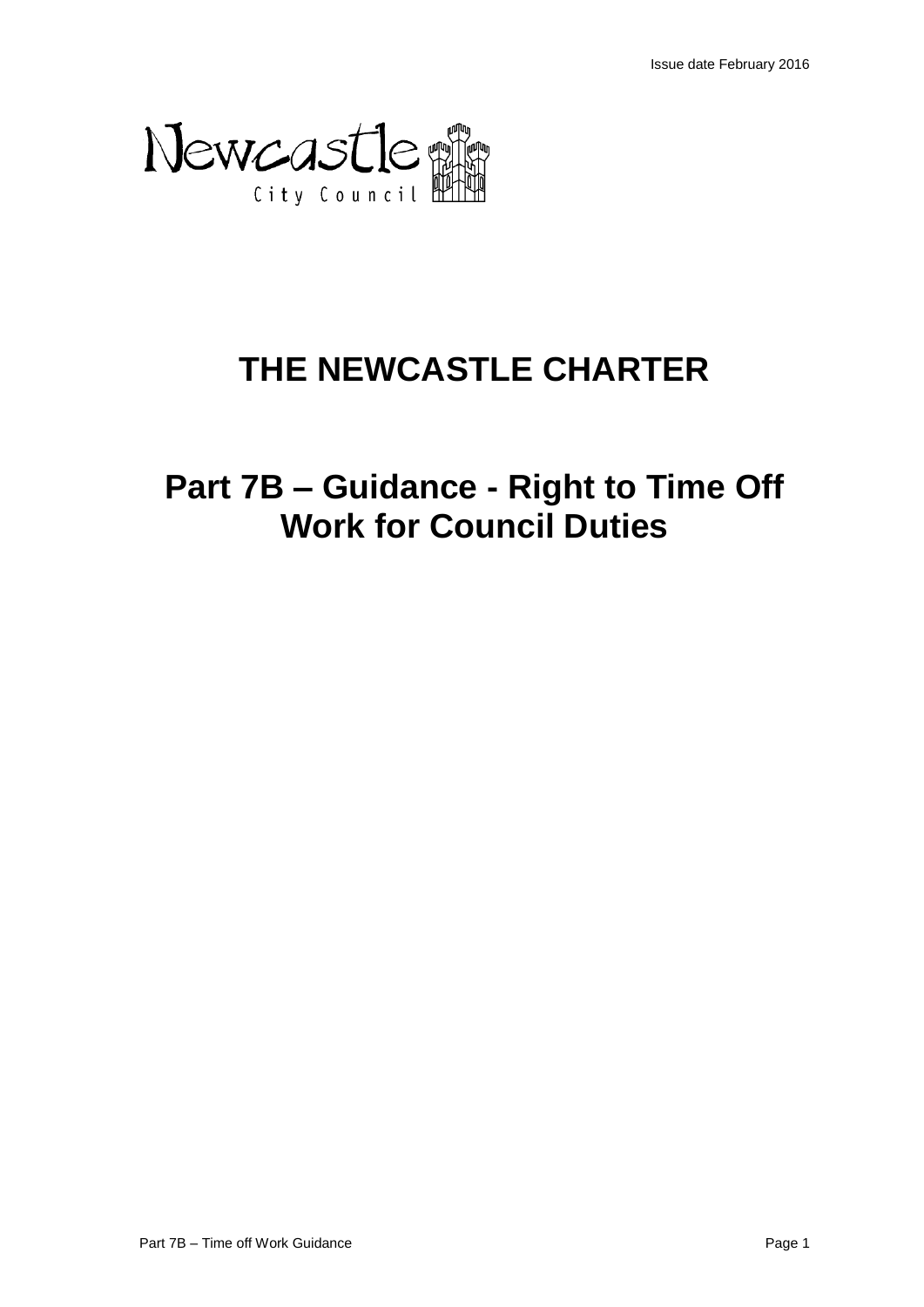Issue date February 2016

Newcastle City Council

# THE NEWCASTLE CHARTER

## Part 7B – Guidance - Right to Time Off Work for Council Duties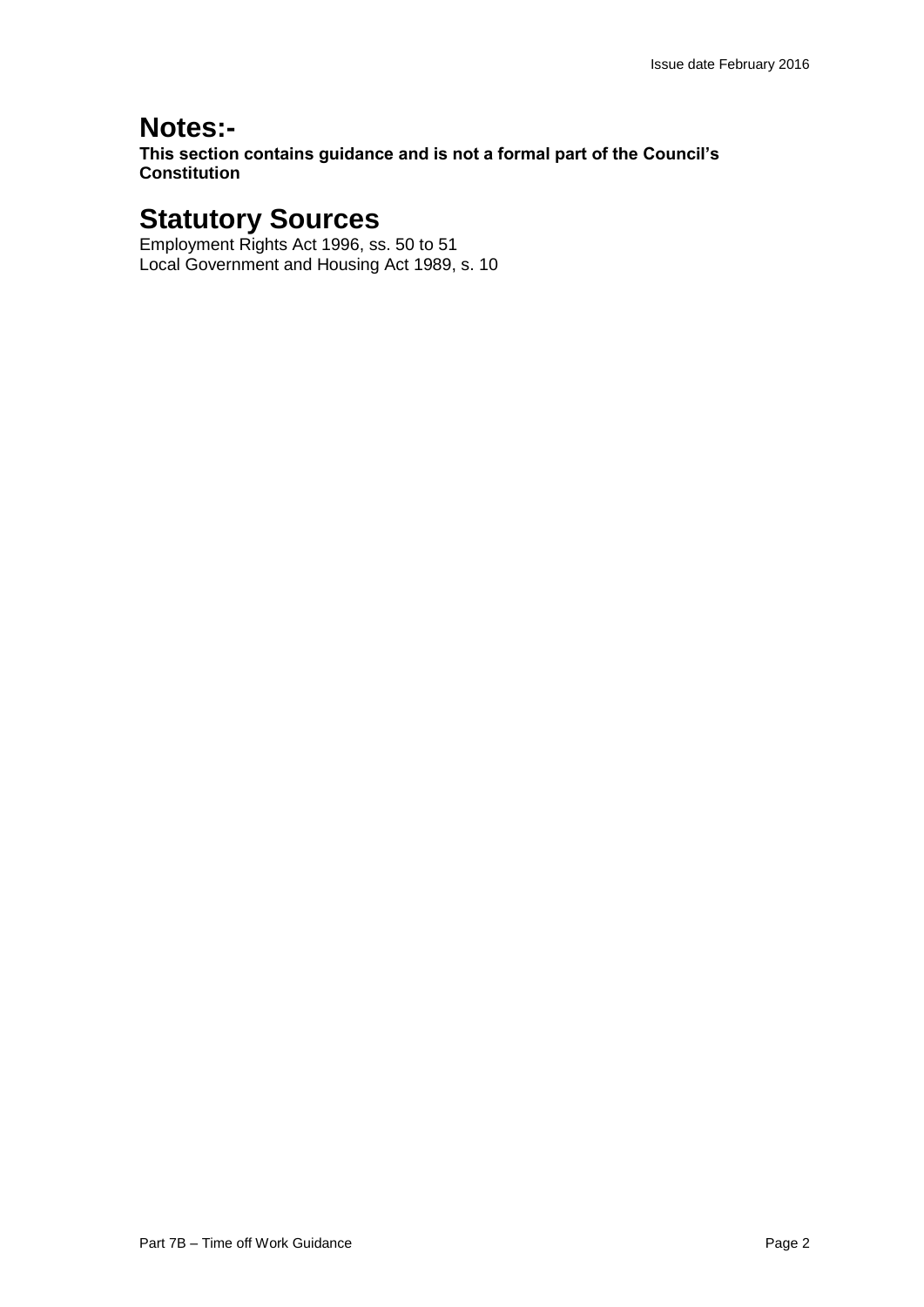# Notes:-

**This section contains guidance and is not a formal part of the Council's Constitution**

# Statutory Sources

Employment Rights Act 1996, ss. 50 to 51
Local Government and Housing Act 1989, s. 10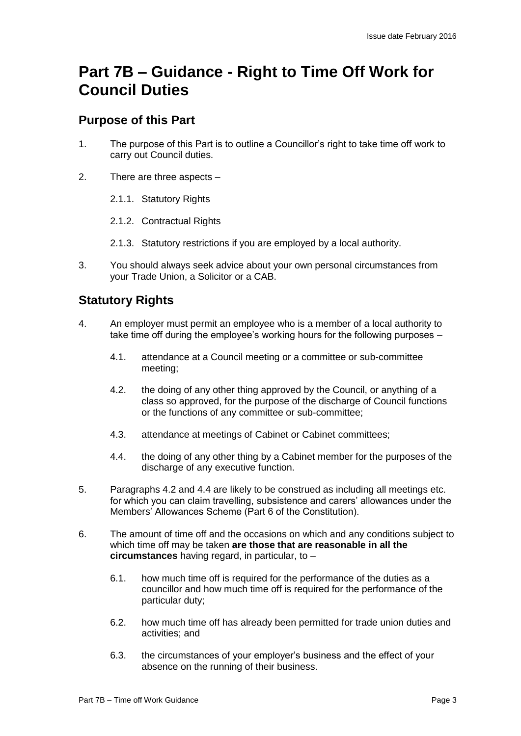# Part 7B – Guidance - Right to Time Off Work for Council Duties

## Purpose of this Part

1. The purpose of this Part is to outline a Councillor's right to take time off work to carry out Council duties.

2. There are three aspects –

   2.1.1. Statutory Rights

   2.1.2. Contractual Rights

   2.1.3. Statutory restrictions if you are employed by a local authority.

3. You should always seek advice about your own personal circumstances from your Trade Union, a Solicitor or a CAB.

## Statutory Rights

4. An employer must permit an employee who is a member of a local authority to take time off during the employee's working hours for the following purposes –

   4.1. attendance at a Council meeting or a committee or sub-committee meeting;

   4.2. the doing of any other thing approved by the Council, or anything of a class so approved, for the purpose of the discharge of Council functions or the functions of any committee or sub-committee;

   4.3. attendance at meetings of Cabinet or Cabinet committees;

   4.4. the doing of any other thing by a Cabinet member for the purposes of the discharge of any executive function.

5. Paragraphs 4.2 and 4.4 are likely to be construed as including all meetings etc. for which you can claim travelling, subsistence and carers' allowances under the Members' Allowances Scheme (Part 6 of the Constitution).

6. The amount of time off and the occasions on which and any conditions subject to which time off may be taken **are those that are reasonable in all the circumstances** having regard, in particular, to –

   6.1. how much time off is required for the performance of the duties as a councillor and how much time off is required for the performance of the particular duty;

   6.2. how much time off has already been permitted for trade union duties and activities; and

   6.3. the circumstances of your employer's business and the effect of your absence on the running of their business.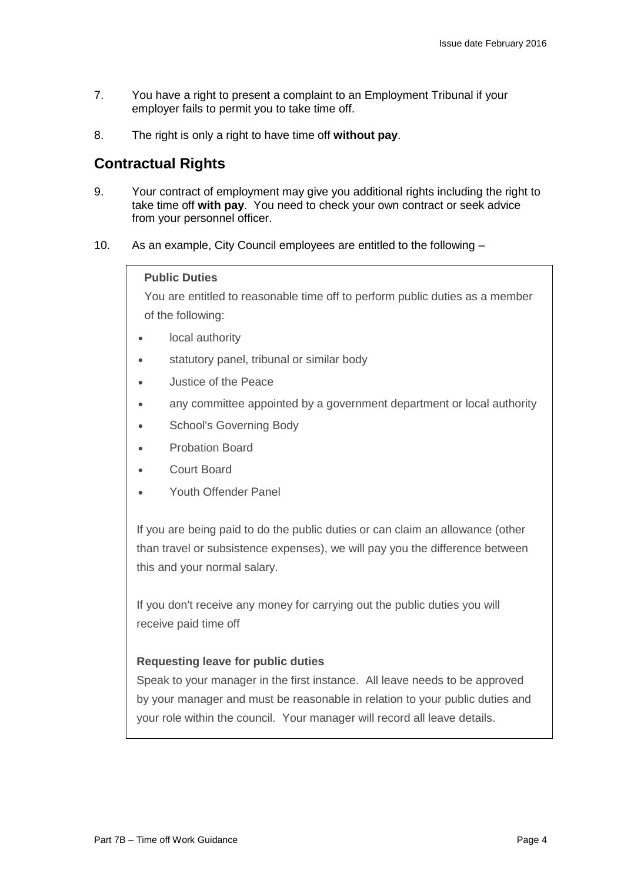7. You have a right to present a complaint to an Employment Tribunal if your employer fails to permit you to take time off.

8. The right is only a right to have time off **without pay**.

## Contractual Rights

9. Your contract of employment may give you additional rights including the right to take time off **with pay**. You need to check your own contract or seek advice from your personnel officer.

10. As an example, City Council employees are entitled to the following –

**Public Duties**

You are entitled to reasonable time off to perform public duties as a member of the following:

- local authority
- statutory panel, tribunal or similar body
- Justice of the Peace
- any committee appointed by a government department or local authority
- School's Governing Body
- Probation Board
- Court Board
- Youth Offender Panel

If you are being paid to do the public duties or can claim an allowance (other than travel or subsistence expenses), we will pay you the difference between this and your normal salary.

If you don't receive any money for carrying out the public duties you will receive paid time off

**Requesting leave for public duties**

Speak to your manager in the first instance. All leave needs to be approved by your manager and must be reasonable in relation to your public duties and your role within the council. Your manager will record all leave details.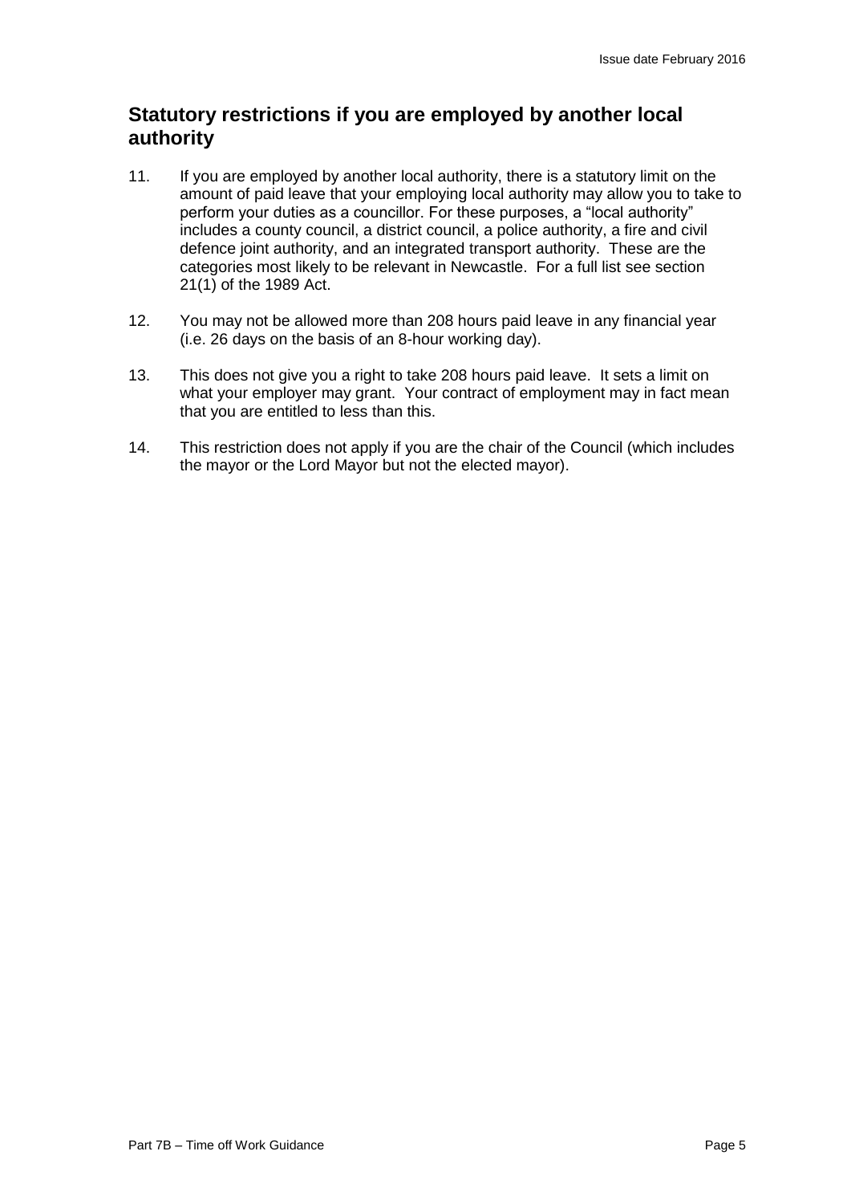## Statutory restrictions if you are employed by another local authority

11. If you are employed by another local authority, there is a statutory limit on the amount of paid leave that your employing local authority may allow you to take to perform your duties as a councillor. For these purposes, a "local authority" includes a county council, a district council, a police authority, a fire and civil defence joint authority, and an integrated transport authority. These are the categories most likely to be relevant in Newcastle. For a full list see section 21(1) of the 1989 Act.

12. You may not be allowed more than 208 hours paid leave in any financial year (i.e. 26 days on the basis of an 8-hour working day).

13. This does not give you a right to take 208 hours paid leave. It sets a limit on what your employer may grant. Your contract of employment may in fact mean that you are entitled to less than this.

14. This restriction does not apply if you are the chair of the Council (which includes the mayor or the Lord Mayor but not the elected mayor).